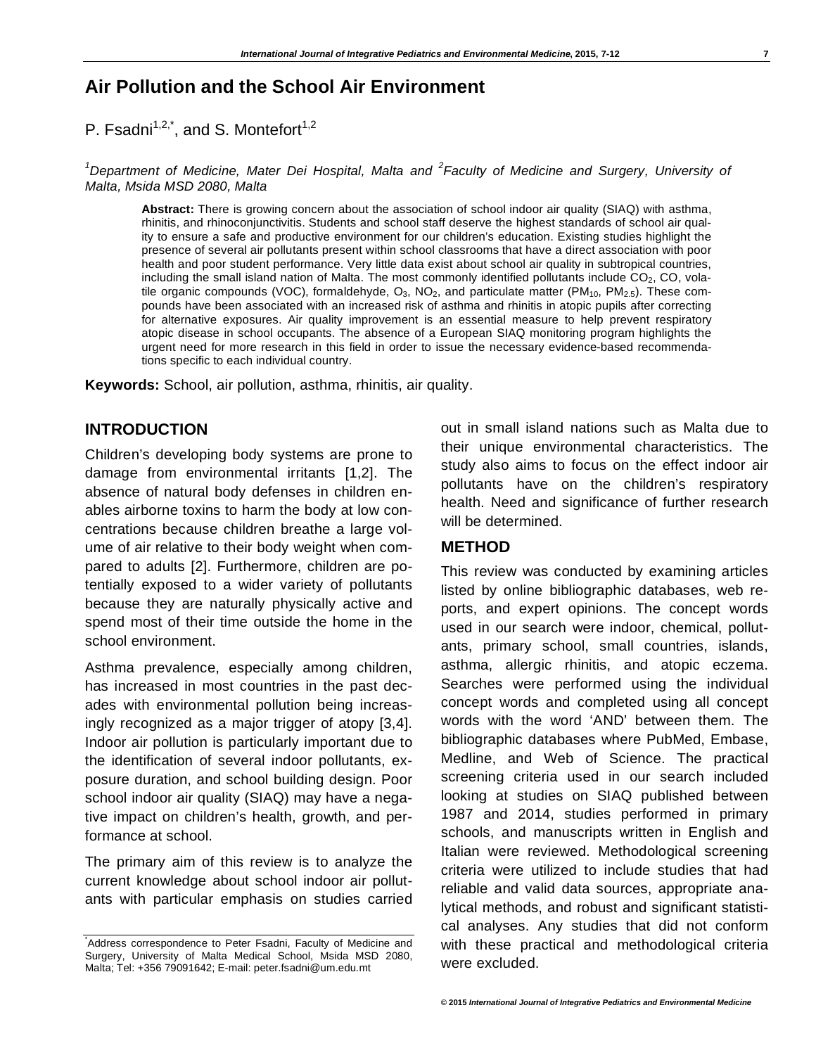# Air Pollution and the School Air Environment

P. Fsadni[1,2,*], and S. Montefort[1,2]

*[1]Department of Medicine, Mater Dei Hospital, Malta and [2]Faculty of Medicine and Surgery, University of Malta, Msida MSD 2080, Malta*

**Abstract:** There is growing concern about the association of school indoor air quality (SIAQ) with asthma, rhinitis, and rhinoconjunctivitis. Students and school staff deserve the highest standards of school air quality to ensure a safe and productive environment for our children's education. Existing studies highlight the presence of several air pollutants present within school classrooms that have a direct association with poor health and poor student performance. Very little data exist about school air quality in subtropical countries, including the small island nation of Malta. The most commonly identified pollutants include $CO_2$, CO, volatile organic compounds (VOC), formaldehyde, $O_3$, $NO_2$, and particulate matter ($PM_{10}$, $PM_{2.5}$). These compounds have been associated with an increased risk of asthma and rhinitis in atopic pupils after correcting for alternative exposures. Air quality improvement is an essential measure to help prevent respiratory atopic disease in school occupants. The absence of a European SIAQ monitoring program highlights the urgent need for more research in this field in order to issue the necessary evidence-based recommendations specific to each individual country.

**Keywords:** School, air pollution, asthma, rhinitis, air quality.

## INTRODUCTION

Children's developing body systems are prone to damage from environmental irritants [1,2]. The absence of natural body defenses in children enables airborne toxins to harm the body at low concentrations because children breathe a large volume of air relative to their body weight when compared to adults [2]. Furthermore, children are potentially exposed to a wider variety of pollutants because they are naturally physically active and spend most of their time outside the home in the school environment.

Asthma prevalence, especially among children, has increased in most countries in the past decades with environmental pollution being increasingly recognized as a major trigger of atopy [3,4]. Indoor air pollution is particularly important due to the identification of several indoor pollutants, exposure duration, and school building design. Poor school indoor air quality (SIAQ) may have a negative impact on children's health, growth, and performance at school.

The primary aim of this review is to analyze the current knowledge about school indoor air pollutants with particular emphasis on studies carried out in small island nations such as Malta due to their unique environmental characteristics. The study also aims to focus on the effect indoor air pollutants have on the children's respiratory health. Need and significance of further research will be determined.

## METHOD

This review was conducted by examining articles listed by online bibliographic databases, web reports, and expert opinions. The concept words used in our search were indoor, chemical, pollutants, primary school, small countries, islands, asthma, allergic rhinitis, and atopic eczema. Searches were performed using the individual concept words and completed using all concept words with the word 'AND' between them. The bibliographic databases where PubMed, Embase, Medline, and Web of Science. The practical screening criteria used in our search included looking at studies on SIAQ published between 1987 and 2014, studies performed in primary schools, and manuscripts written in English and Italian were reviewed. Methodological screening criteria were utilized to include studies that had reliable and valid data sources, appropriate analytical methods, and robust and significant statistical analyses. Any studies that did not conform with these practical and methodological criteria were excluded.

*Address correspondence to Peter Fsadni, Faculty of Medicine and Surgery, University of Malta Medical School, Msida MSD 2080, Malta; Tel: +356 79091642; E-mail: peter.fsadni@um.edu.mt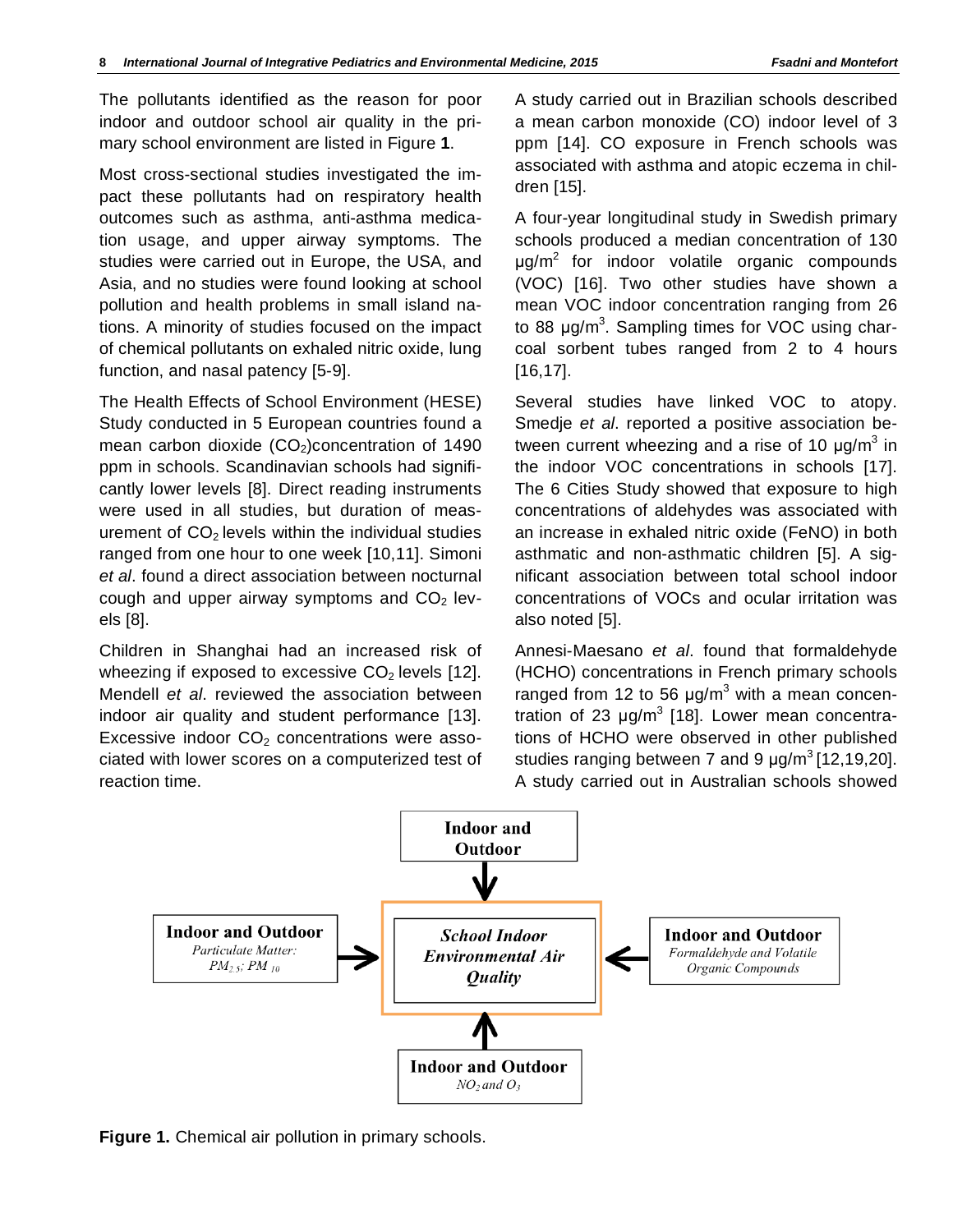The pollutants identified as the reason for poor indoor and outdoor school air quality in the primary school environment are listed in Figure **1**.

Most cross-sectional studies investigated the impact these pollutants had on respiratory health outcomes such as asthma, anti-asthma medication usage, and upper airway symptoms. The studies were carried out in Europe, the USA, and Asia, and no studies were found looking at school pollution and health problems in small island nations. A minority of studies focused on the impact of chemical pollutants on exhaled nitric oxide, lung function, and nasal patency [5-9].

The Health Effects of School Environment (HESE) Study conducted in 5 European countries found a mean carbon dioxide ($CO_2$)concentration of 1490 ppm in schools. Scandinavian schools had significantly lower levels [8]. Direct reading instruments were used in all studies, but duration of measurement of $CO_2$ levels within the individual studies ranged from one hour to one week [10,11]. Simoni *et al*. found a direct association between nocturnal cough and upper airway symptoms and $CO_2$ levels [8].

Children in Shanghai had an increased risk of wheezing if exposed to excessive $CO_2$ levels [12]. Mendell *et al*. reviewed the association between indoor air quality and student performance [13]. Excessive indoor $CO_2$ concentrations were associated with lower scores on a computerized test of reaction time.

A study carried out in Brazilian schools described a mean carbon monoxide (CO) indoor level of 3 ppm [14]. CO exposure in French schools was associated with asthma and atopic eczema in children [15].

A four-year longitudinal study in Swedish primary schools produced a median concentration of 130 $\mu g/m^2$ for indoor volatile organic compounds (VOC) [16]. Two other studies have shown a mean VOC indoor concentration ranging from 26 to 88 $\mu g/m^3$. Sampling times for VOC using charcoal sorbent tubes ranged from 2 to 4 hours [16,17].

Several studies have linked VOC to atopy. Smedje *et al*. reported a positive association between current wheezing and a rise of 10 $\mu g/m^3$ in the indoor VOC concentrations in schools [17]. The 6 Cities Study showed that exposure to high concentrations of aldehydes was associated with an increase in exhaled nitric oxide (FeNO) in both asthmatic and non-asthmatic children [5]. A significant association between total school indoor concentrations of VOCs and ocular irritation was also noted [5].

Annesi-Maesano *et al*. found that formaldehyde (HCHO) concentrations in French primary schools ranged from 12 to 56 $\mu g/m^3$ with a mean concentration of 23 $\mu g/m^3$ [18]. Lower mean concentrations of HCHO were observed in other published studies ranging between 7 and 9 $\mu g/m^3$ [12,19,20]. A study carried out in Australian schools showed

**Indoor and Outdoor**

**Indoor and Outdoor** *Particulate Matter: $PM_{2.5}$; $PM_{10}$*

***School Indoor Environmental Air Quality***

**Indoor and Outdoor** *Formaldehyde and Volatile Organic Compounds*

**Indoor and Outdoor** *$NO_2$ and $O_3$*

**Figure 1.** Chemical air pollution in primary schools.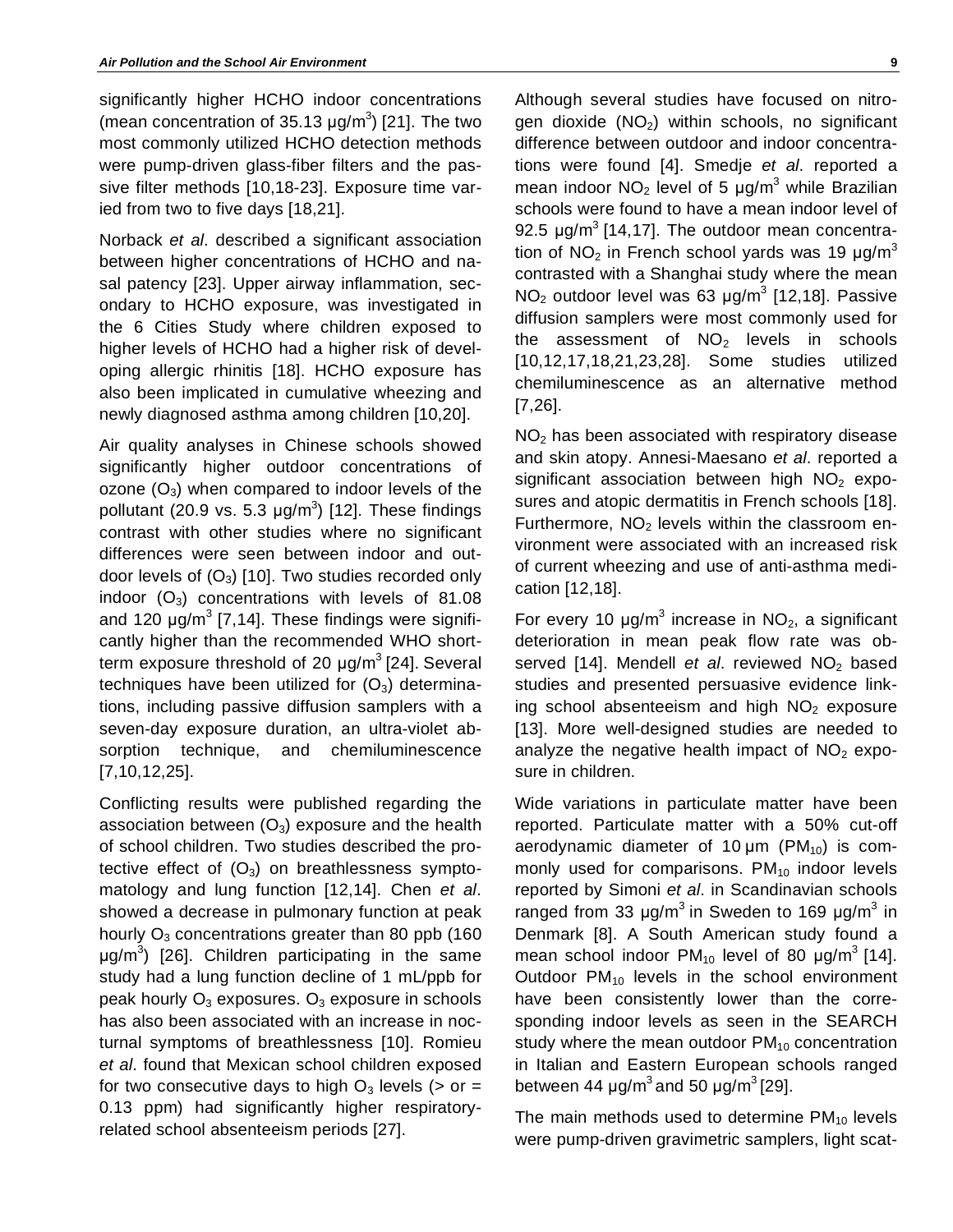significantly higher HCHO indoor concentrations (mean concentration of 35.13 μg/$m^3$) [21]. The two most commonly utilized HCHO detection methods were pump-driven glass-fiber filters and the passive filter methods [10,18-23]. Exposure time varied from two to five days [18,21].

Norback *et al*. described a significant association between higher concentrations of HCHO and nasal patency [23]. Upper airway inflammation, secondary to HCHO exposure, was investigated in the 6 Cities Study where children exposed to higher levels of HCHO had a higher risk of developing allergic rhinitis [18]. HCHO exposure has also been implicated in cumulative wheezing and newly diagnosed asthma among children [10,20].

Air quality analyses in Chinese schools showed significantly higher outdoor concentrations of ozone ($O_3$) when compared to indoor levels of the pollutant (20.9 vs. 5.3 μg/$m^3$) [12]. These findings contrast with other studies where no significant differences were seen between indoor and outdoor levels of ($O_3$) [10]. Two studies recorded only indoor ($O_3$) concentrations with levels of 81.08 and 120 μg/$m^3$ [7,14]. These findings were significantly higher than the recommended WHO short-term exposure threshold of 20 μg/$m^3$ [24]. Several techniques have been utilized for ($O_3$) determinations, including passive diffusion samplers with a seven-day exposure duration, an ultra-violet absorption technique, and chemiluminescence [7,10,12,25].

Conflicting results were published regarding the association between ($O_3$) exposure and the health of school children. Two studies described the protective effect of ($O_3$) on breathlessness symptomatology and lung function [12,14]. Chen *et al*. showed a decrease in pulmonary function at peak hourly $O_3$ concentrations greater than 80 ppb (160 μg/$m^3$) [26]. Children participating in the same study had a lung function decline of 1 mL/ppb for peak hourly $O_3$ exposures. $O_3$ exposure in schools has also been associated with an increase in nocturnal symptoms of breathlessness [10]. Romieu *et al*. found that Mexican school children exposed for two consecutive days to high $O_3$ levels (> or = 0.13 ppm) had significantly higher respiratory-related school absenteeism periods [27].

Although several studies have focused on nitrogen dioxide ($NO_2$) within schools, no significant difference between outdoor and indoor concentrations were found [4]. Smedje *et al*. reported a mean indoor $NO_2$ level of 5 μg/$m^3$ while Brazilian schools were found to have a mean indoor level of 92.5 μg/$m^3$ [14,17]. The outdoor mean concentration of $NO_2$ in French school yards was 19 μg/$m^3$ contrasted with a Shanghai study where the mean $NO_2$ outdoor level was 63 μg/$m^3$ [12,18]. Passive diffusion samplers were most commonly used for the assessment of $NO_2$ levels in schools [10,12,17,18,21,23,28]. Some studies utilized chemiluminescence as an alternative method [7,26].

$NO_2$ has been associated with respiratory disease and skin atopy. Annesi-Maesano *et al*. reported a significant association between high $NO_2$ exposures and atopic dermatitis in French schools [18]. Furthermore, $NO_2$ levels within the classroom environment were associated with an increased risk of current wheezing and use of anti-asthma medication [12,18].

For every 10 μg/$m^3$ increase in $NO_2$, a significant deterioration in mean peak flow rate was observed [14]. Mendell *et al*. reviewed $NO_2$ based studies and presented persuasive evidence linking school absenteeism and high $NO_2$ exposure [13]. More well-designed studies are needed to analyze the negative health impact of $NO_2$ exposure in children.

Wide variations in particulate matter have been reported. Particulate matter with a 50% cut-off aerodynamic diameter of 10 μm ($PM_{10}$) is commonly used for comparisons. $PM_{10}$ indoor levels reported by Simoni *et al*. in Scandinavian schools ranged from 33 μg/$m^3$ in Sweden to 169 μg/$m^3$ in Denmark [8]. A South American study found a mean school indoor $PM_{10}$ level of 80 μg/$m^3$ [14]. Outdoor $PM_{10}$ levels in the school environment have been consistently lower than the corresponding indoor levels as seen in the SEARCH study where the mean outdoor $PM_{10}$ concentration in Italian and Eastern European schools ranged between 44 μg/$m^3$ and 50 μg/$m^3$ [29].

The main methods used to determine $PM_{10}$ levels were pump-driven gravimetric samplers, light scat-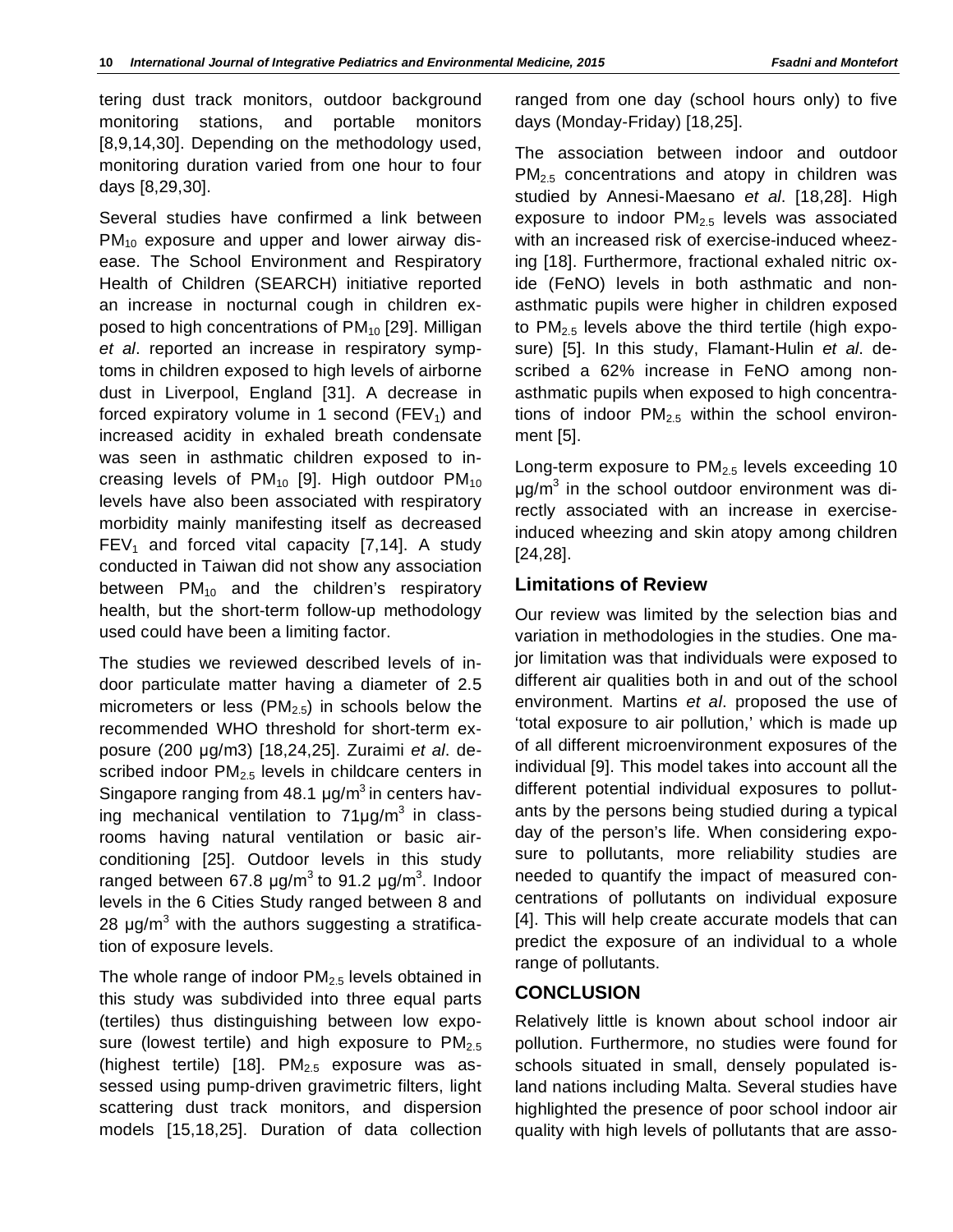tering dust track monitors, outdoor background monitoring stations, and portable monitors [8,9,14,30]. Depending on the methodology used, monitoring duration varied from one hour to four days [8,29,30].

Several studies have confirmed a link between $PM_{10}$ exposure and upper and lower airway disease. The School Environment and Respiratory Health of Children (SEARCH) initiative reported an increase in nocturnal cough in children exposed to high concentrations of $PM_{10}$ [29]. Milligan *et al*. reported an increase in respiratory symptoms in children exposed to high levels of airborne dust in Liverpool, England [31]. A decrease in forced expiratory volume in 1 second ($FEV_1$) and increased acidity in exhaled breath condensate was seen in asthmatic children exposed to increasing levels of $PM_{10}$ [9]. High outdoor $PM_{10}$ levels have also been associated with respiratory morbidity mainly manifesting itself as decreased $FEV_1$ and forced vital capacity [7,14]. A study conducted in Taiwan did not show any association between $PM_{10}$ and the children's respiratory health, but the short-term follow-up methodology used could have been a limiting factor.

The studies we reviewed described levels of indoor particulate matter having a diameter of 2.5 micrometers or less ($PM_{2.5}$) in schools below the recommended WHO threshold for short-term exposure (200 µg/m3) [18,24,25]. Zuraimi *et al*. described indoor $PM_{2.5}$ levels in childcare centers in Singapore ranging from 48.1 µg/m$^3$ in centers having mechanical ventilation to 71µg/m$^3$ in classrooms having natural ventilation or basic air-conditioning [25]. Outdoor levels in this study ranged between 67.8 µg/m$^3$ to 91.2 µg/m$^3$. Indoor levels in the 6 Cities Study ranged between 8 and 28 µg/m$^3$ with the authors suggesting a stratification of exposure levels.

The whole range of indoor $PM_{2.5}$ levels obtained in this study was subdivided into three equal parts (tertiles) thus distinguishing between low exposure (lowest tertile) and high exposure to $PM_{2.5}$ (highest tertile) [18]. $PM_{2.5}$ exposure was assessed using pump-driven gravimetric filters, light scattering dust track monitors, and dispersion models [15,18,25]. Duration of data collection ranged from one day (school hours only) to five days (Monday-Friday) [18,25].

The association between indoor and outdoor $PM_{2.5}$ concentrations and atopy in children was studied by Annesi-Maesano *et al*. [18,28]. High exposure to indoor $PM_{2.5}$ levels was associated with an increased risk of exercise-induced wheezing [18]. Furthermore, fractional exhaled nitric oxide (FeNO) levels in both asthmatic and non-asthmatic pupils were higher in children exposed to $PM_{2.5}$ levels above the third tertile (high exposure) [5]. In this study, Flamant-Hulin *et al*. described a 62% increase in FeNO among non-asthmatic pupils when exposed to high concentrations of indoor $PM_{2.5}$ within the school environment [5].

Long-term exposure to $PM_{2.5}$ levels exceeding 10 µg/m$^3$ in the school outdoor environment was directly associated with an increase in exercise-induced wheezing and skin atopy among children [24,28].

## Limitations of Review

Our review was limited by the selection bias and variation in methodologies in the studies. One major limitation was that individuals were exposed to different air qualities both in and out of the school environment. Martins *et al*. proposed the use of 'total exposure to air pollution,' which is made up of all different microenvironment exposures of the individual [9]. This model takes into account all the different potential individual exposures to pollutants by the persons being studied during a typical day of the person's life. When considering exposure to pollutants, more reliability studies are needed to quantify the impact of measured concentrations of pollutants on individual exposure [4]. This will help create accurate models that can predict the exposure of an individual to a whole range of pollutants.

## CONCLUSION

Relatively little is known about school indoor air pollution. Furthermore, no studies were found for schools situated in small, densely populated island nations including Malta. Several studies have highlighted the presence of poor school indoor air quality with high levels of pollutants that are asso-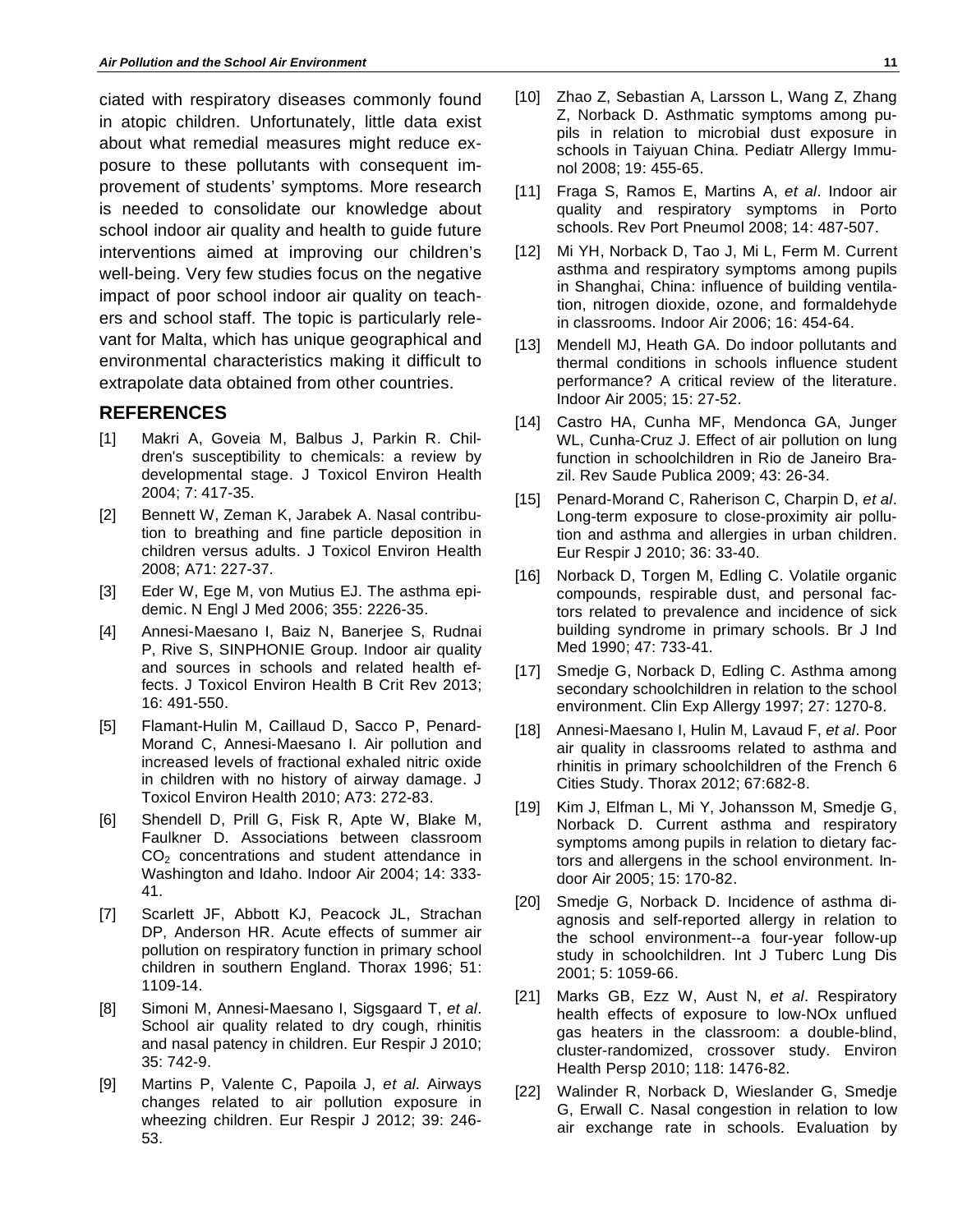ciated with respiratory diseases commonly found in atopic children. Unfortunately, little data exist about what remedial measures might reduce exposure to these pollutants with consequent improvement of students' symptoms. More research is needed to consolidate our knowledge about school indoor air quality and health to guide future interventions aimed at improving our children's well-being. Very few studies focus on the negative impact of poor school indoor air quality on teachers and school staff. The topic is particularly relevant for Malta, which has unique geographical and environmental characteristics making it difficult to extrapolate data obtained from other countries.

## REFERENCES

[1] Makri A, Goveia M, Balbus J, Parkin R. Children's susceptibility to chemicals: a review by developmental stage. J Toxicol Environ Health 2004; 7: 417-35.

[2] Bennett W, Zeman K, Jarabek A. Nasal contribution to breathing and fine particle deposition in children versus adults. J Toxicol Environ Health 2008; A71: 227-37.

[3] Eder W, Ege M, von Mutius EJ. The asthma epidemic. N Engl J Med 2006; 355: 2226-35.

[4] Annesi-Maesano I, Baiz N, Banerjee S, Rudnai P, Rive S, SINPHONIE Group. Indoor air quality and sources in schools and related health effects. J Toxicol Environ Health B Crit Rev 2013; 16: 491-550.

[5] Flamant-Hulin M, Caillaud D, Sacco P, Penard-Morand C, Annesi-Maesano I. Air pollution and increased levels of fractional exhaled nitric oxide in children with no history of airway damage. J Toxicol Environ Health 2010; A73: 272-83.

[6] Shendell D, Prill G, Fisk R, Apte W, Blake M, Faulkner D. Associations between classroom $CO_2$ concentrations and student attendance in Washington and Idaho. Indoor Air 2004; 14: 333-41.

[7] Scarlett JF, Abbott KJ, Peacock JL, Strachan DP, Anderson HR. Acute effects of summer air pollution on respiratory function in primary school children in southern England. Thorax 1996; 51: 1109-14.

[8] Simoni M, Annesi-Maesano I, Sigsgaard T, *et al*. School air quality related to dry cough, rhinitis and nasal patency in children. Eur Respir J 2010; 35: 742-9.

[9] Martins P, Valente C, Papoila J, *et al*. Airways changes related to air pollution exposure in wheezing children. Eur Respir J 2012; 39: 246-53.

[10] Zhao Z, Sebastian A, Larsson L, Wang Z, Zhang Z, Norback D. Asthmatic symptoms among pupils in relation to microbial dust exposure in schools in Taiyuan China. Pediatr Allergy Immunol 2008; 19: 455-65.

[11] Fraga S, Ramos E, Martins A, *et al*. Indoor air quality and respiratory symptoms in Porto schools. Rev Port Pneumol 2008; 14: 487-507.

[12] Mi YH, Norback D, Tao J, Mi L, Ferm M. Current asthma and respiratory symptoms among pupils in Shanghai, China: influence of building ventilation, nitrogen dioxide, ozone, and formaldehyde in classrooms. Indoor Air 2006; 16: 454-64.

[13] Mendell MJ, Heath GA. Do indoor pollutants and thermal conditions in schools influence student performance? A critical review of the literature. Indoor Air 2005; 15: 27-52.

[14] Castro HA, Cunha MF, Mendonca GA, Junger WL, Cunha-Cruz J. Effect of air pollution on lung function in schoolchildren in Rio de Janeiro Brazil. Rev Saude Publica 2009; 43: 26-34.

[15] Penard-Morand C, Raherison C, Charpin D, *et al*. Long-term exposure to close-proximity air pollution and asthma and allergies in urban children. Eur Respir J 2010; 36: 33-40.

[16] Norback D, Torgen M, Edling C. Volatile organic compounds, respirable dust, and personal factors related to prevalence and incidence of sick building syndrome in primary schools. Br J Ind Med 1990; 47: 733-41.

[17] Smedje G, Norback D, Edling C. Asthma among secondary schoolchildren in relation to the school environment. Clin Exp Allergy 1997; 27: 1270-8.

[18] Annesi-Maesano I, Hulin M, Lavaud F, *et al*. Poor air quality in classrooms related to asthma and rhinitis in primary schoolchildren of the French 6 Cities Study. Thorax 2012; 67:682-8.

[19] Kim J, Elfman L, Mi Y, Johansson M, Smedje G, Norback D. Current asthma and respiratory symptoms among pupils in relation to dietary factors and allergens in the school environment. Indoor Air 2005; 15: 170-82.

[20] Smedje G, Norback D. Incidence of asthma diagnosis and self-reported allergy in relation to the school environment--a four-year follow-up study in schoolchildren. Int J Tuberc Lung Dis 2001; 5: 1059-66.

[21] Marks GB, Ezz W, Aust N, *et al*. Respiratory health effects of exposure to low-NOx unflued gas heaters in the classroom: a double-blind, cluster-randomized, crossover study. Environ Health Persp 2010; 118: 1476-82.

[22] Walinder R, Norback D, Wieslander G, Smedje G, Erwall C. Nasal congestion in relation to low air exchange rate in schools. Evaluation by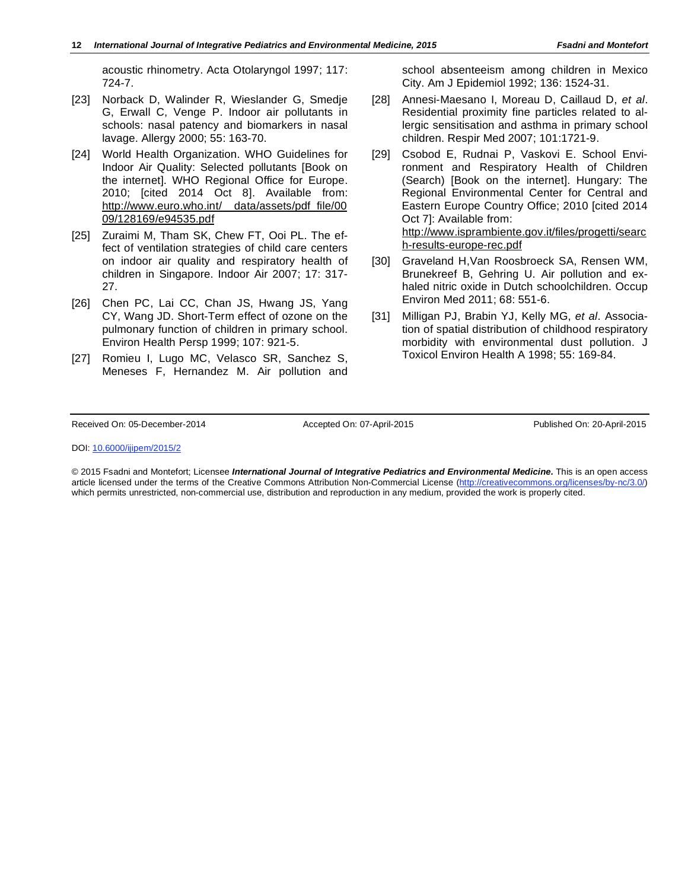acoustic rhinometry. Acta Otolaryngol 1997; 117: 724-7.

[23] Norback D, Walinder R, Wieslander G, Smedje G, Erwall C, Venge P. Indoor air pollutants in schools: nasal patency and biomarkers in nasal lavage. Allergy 2000; 55: 163-70.

[24] World Health Organization. WHO Guidelines for Indoor Air Quality: Selected pollutants [Book on the internet]. WHO Regional Office for Europe. 2010; [cited 2014 Oct 8]. Available from: http://www.euro.who.int/__data/assets/pdf_file/0009/128169/e94535.pdf

[25] Zuraimi M, Tham SK, Chew FT, Ooi PL. The effect of ventilation strategies of child care centers on indoor air quality and respiratory health of children in Singapore. Indoor Air 2007; 17: 317-27.

[26] Chen PC, Lai CC, Chan JS, Hwang JS, Yang CY, Wang JD. Short-Term effect of ozone on the pulmonary function of children in primary school. Environ Health Persp 1999; 107: 921-5.

[27] Romieu I, Lugo MC, Velasco SR, Sanchez S, Meneses F, Hernandez M. Air pollution and school absenteeism among children in Mexico City. Am J Epidemiol 1992; 136: 1524-31.

[28] Annesi-Maesano I, Moreau D, Caillaud D, *et al*. Residential proximity fine particles related to allergic sensitisation and asthma in primary school children. Respir Med 2007; 101:1721-9.

[29] Csobod E, Rudnai P, Vaskovi E. School Environment and Respiratory Health of Children (Search) [Book on the internet]. Hungary: The Regional Environmental Center for Central and Eastern Europe Country Office; 2010 [cited 2014 Oct 7]: Available from: http://www.isprambiente.gov.it/files/progetti/search-results-europe-rec.pdf

[30] Graveland H,Van Roosbroeck SA, Rensen WM, Brunekreef B, Gehring U. Air pollution and exhaled nitric oxide in Dutch schoolchildren. Occup Environ Med 2011; 68: 551-6.

[31] Milligan PJ, Brabin YJ, Kelly MG, *et al*. Association of spatial distribution of childhood respiratory morbidity with environmental dust pollution. J Toxicol Environ Health A 1998; 55: 169-84.

Received On: 05-December-2014 Accepted On: 07-April-2015 Published On: 20-April-2015

DOI: 10.6000/ijipem/2015/2

© 2015 Fsadni and Montefort; Licensee ***International Journal of Integrative Pediatrics and Environmental Medicine.*** This is an open access article licensed under the terms of the Creative Commons Attribution Non-Commercial License (http://creativecommons.org/licenses/by-nc/3.0/) which permits unrestricted, non-commercial use, distribution and reproduction in any medium, provided the work is properly cited.